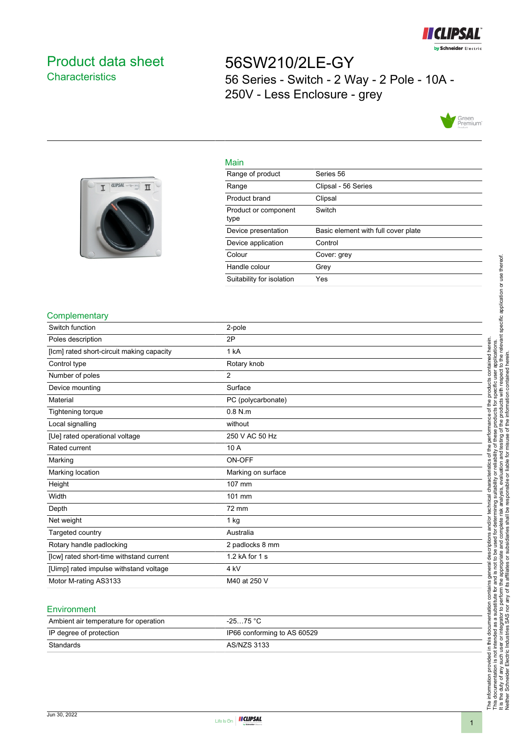# Product data sheet
## Characteristics

# 56SW210/2LE-GY
56 Series - Switch - 2 Way - 2 Pole - 10A - 250V - Less Enclosure - grey

### Main

| | |
|---|---|
| Range of product | Series 56 |
| Range | Clipsal - 56 Series |
| Product brand | Clipsal |
| Product or component type | Switch |
| Device presentation | Basic element with full cover plate |
| Device application | Control |
| Colour | Cover: grey |
| Handle colour | Grey |
| Suitability for isolation | Yes |

### Complementary

| | |
|---|---|
| Switch function | 2-pole |
| Poles description | 2P |
| [Icm] rated short-circuit making capacity | 1 kA |
| Control type | Rotary knob |
| Number of poles | 2 |
| Device mounting | Surface |
| Material | PC (polycarbonate) |
| Tightening torque | 0.8 N.m |
| Local signalling | without |
| [Ue] rated operational voltage | 250 V AC 50 Hz |
| Rated current | 10 A |
| Marking | ON-OFF |
| Marking location | Marking on surface |
| Height | 107 mm |
| Width | 101 mm |
| Depth | 72 mm |
| Net weight | 1 kg |
| Targeted country | Australia |
| Rotary handle padlocking | 2 padlocks 8 mm |
| [Icw] rated short-time withstand current | 1.2 kA for 1 s |
| [Uimp] rated impulse withstand voltage | 4 kV |
| Motor M-rating AS3133 | M40 at 250 V |

### Environment

| | |
|---|---|
| Ambient air temperature for operation | -25…75 °C |
| IP degree of protection | IP66 conforming to AS 60529 |
| Standards | AS/NZS 3133 |

The information provided in this documentation contains general descriptions and/or technical characteristics of the performance of the products contained herein. This documentation is not intended as a substitute for and is not to be used for determining suitability or reliability of these products for specific user applications. It is the duty of any such user or integrator to perform the appropriate and complete risk analysis, evaluation and testing of the products with respect to the relevant specific application or use thereof. Neither Schneider Electric Industries SAS nor any of its affiliates or subsidiaries shall be responsible or liable for misuse of the information contained herein.

Jun 30, 2022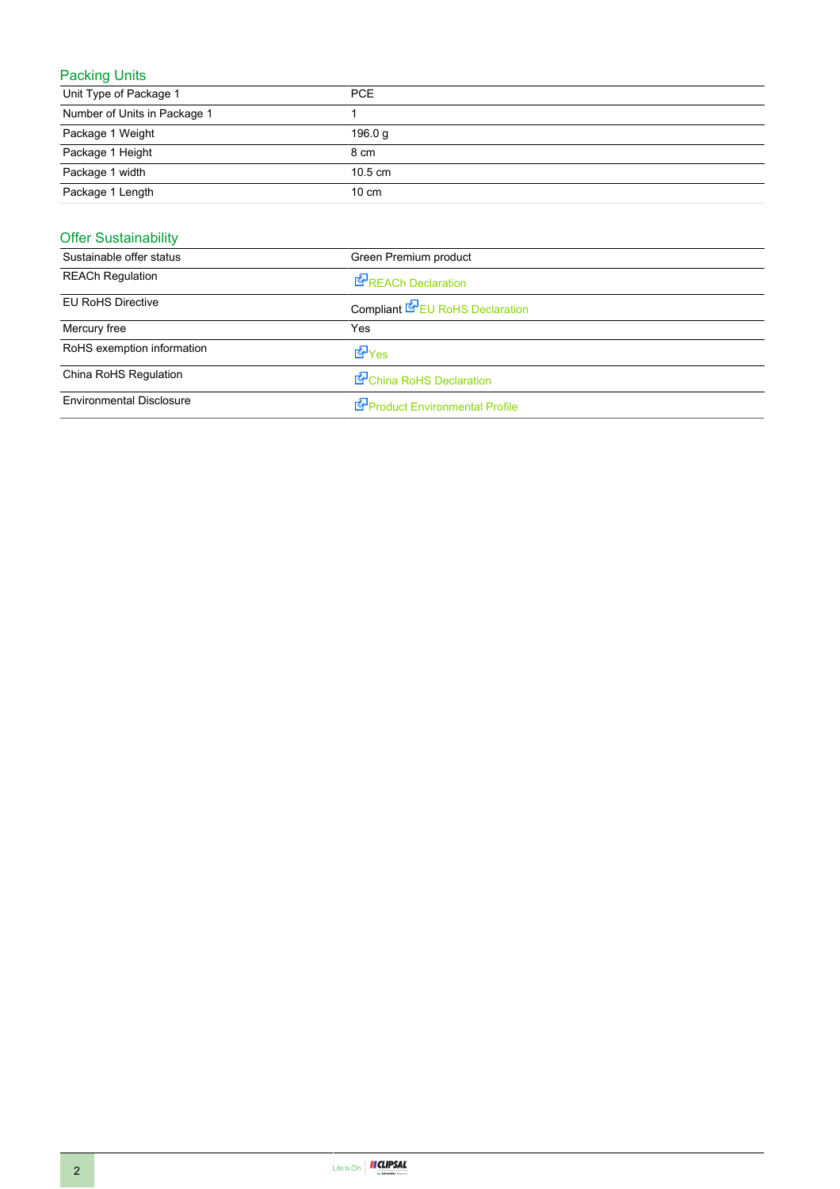## Packing Units

| | |
|---|---|
| Unit Type of Package 1 | PCE |
| Number of Units in Package 1 | 1 |
| Package 1 Weight | 196.0 g |
| Package 1 Height | 8 cm |
| Package 1 width | 10.5 cm |
| Package 1 Length | 10 cm |

## Offer Sustainability

| | |
|---|---|
| Sustainable offer status | Green Premium product |
| REACh Regulation | REACh Declaration |
| EU RoHS Directive | Compliant EU RoHS Declaration |
| Mercury free | Yes |
| RoHS exemption information | Yes |
| China RoHS Regulation | China RoHS Declaration |
| Environmental Disclosure | Product Environmental Profile |